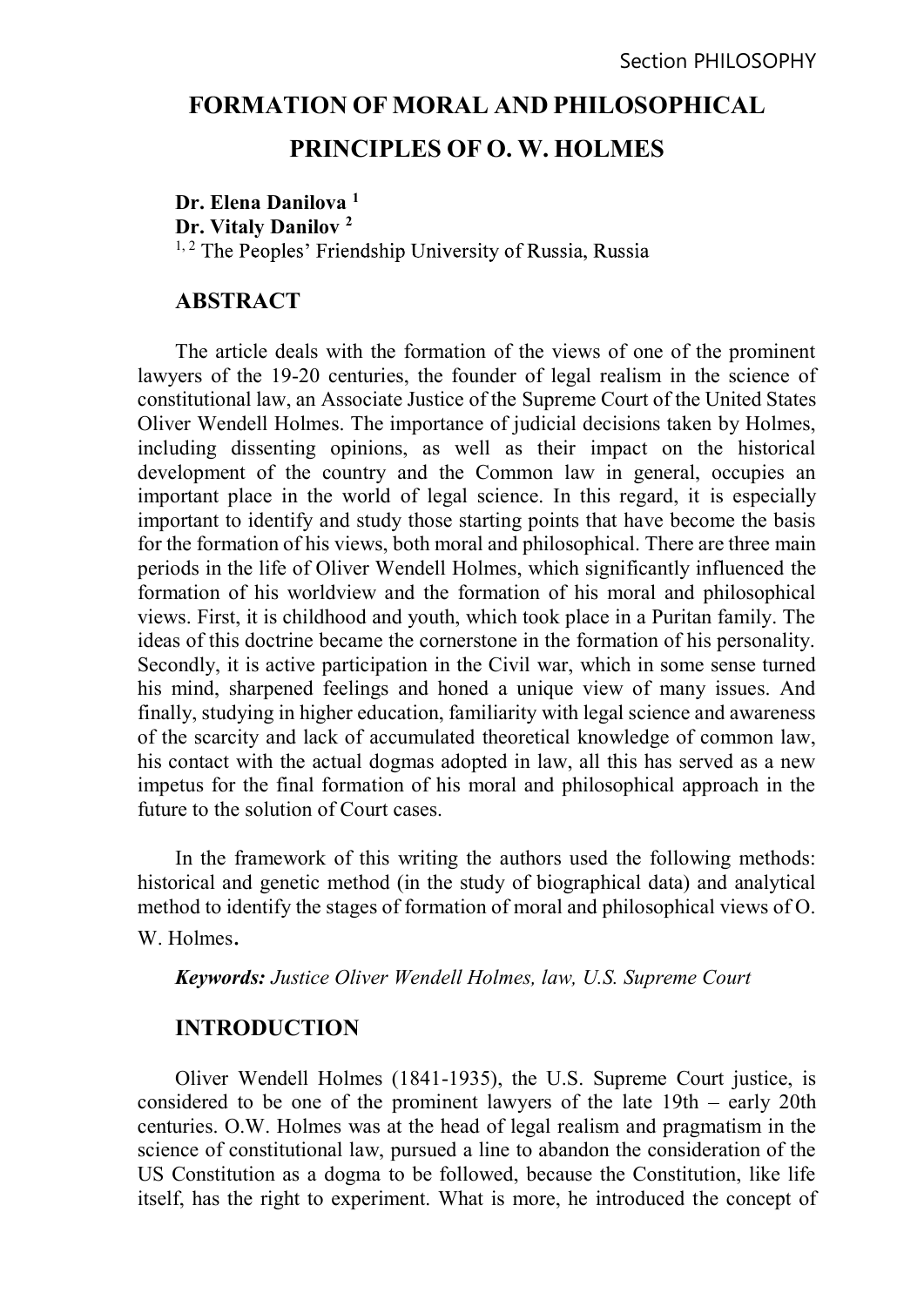# FORMATION OF MORAL AND PHILOSOPHICAL PRINCIPLES OF O. W. HOLMES

**Dr. Elena Danilova [1]**
**Dr. Vitaly Danilov [2]**
[1, 2] The Peoples' Friendship University of Russia, Russia

## ABSTRACT

The article deals with the formation of the views of one of the prominent lawyers of the 19-20 centuries, the founder of legal realism in the science of constitutional law, an Associate Justice of the Supreme Court of the United States Oliver Wendell Holmes. The importance of judicial decisions taken by Holmes, including dissenting opinions, as well as their impact on the historical development of the country and the Common law in general, occupies an important place in the world of legal science. In this regard, it is especially important to identify and study those starting points that have become the basis for the formation of his views, both moral and philosophical. There are three main periods in the life of Oliver Wendell Holmes, which significantly influenced the formation of his worldview and the formation of his moral and philosophical views. First, it is childhood and youth, which took place in a Puritan family. The ideas of this doctrine became the cornerstone in the formation of his personality. Secondly, it is active participation in the Civil war, which in some sense turned his mind, sharpened feelings and honed a unique view of many issues. And finally, studying in higher education, familiarity with legal science and awareness of the scarcity and lack of accumulated theoretical knowledge of common law, his contact with the actual dogmas adopted in law, all this has served as a new impetus for the final formation of his moral and philosophical approach in the future to the solution of Court cases.

In the framework of this writing the authors used the following methods: historical and genetic method (in the study of biographical data) and analytical method to identify the stages of formation of moral and philosophical views of O. W. Holmes.

***Keywords:*** *Justice Oliver Wendell Holmes, law, U.S. Supreme Court*

## INTRODUCTION

Oliver Wendell Holmes (1841-1935), the U.S. Supreme Court justice, is considered to be one of the prominent lawyers of the late 19th – early 20th centuries. O.W. Holmes was at the head of legal realism and pragmatism in the science of constitutional law, pursued a line to abandon the consideration of the US Constitution as a dogma to be followed, because the Constitution, like life itself, has the right to experiment. What is more, he introduced the concept of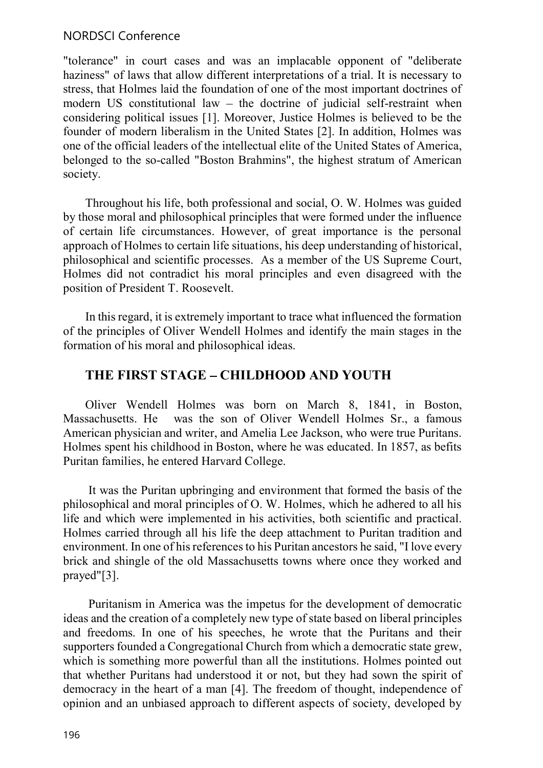"tolerance" in court cases and was an implacable opponent of "deliberate haziness" of laws that allow different interpretations of a trial. It is necessary to stress, that Holmes laid the foundation of one of the most important doctrines of modern US constitutional law – the doctrine of judicial self-restraint when considering political issues [1]. Moreover, Justice Holmes is believed to be the founder of modern liberalism in the United States [2]. In addition, Holmes was one of the official leaders of the intellectual elite of the United States of America, belonged to the so-called "Boston Brahmins", the highest stratum of American society.

Throughout his life, both professional and social, O. W. Holmes was guided by those moral and philosophical principles that were formed under the influence of certain life circumstances. However, of great importance is the personal approach of Holmes to certain life situations, his deep understanding of historical, philosophical and scientific processes. As a member of the US Supreme Court, Holmes did not contradict his moral principles and even disagreed with the position of President T. Roosevelt.

In this regard, it is extremely important to trace what influenced the formation of the principles of Oliver Wendell Holmes and identify the main stages in the formation of his moral and philosophical ideas.

## THE FIRST STAGE – CHILDHOOD AND YOUTH

Oliver Wendell Holmes was born on March 8, 1841, in Boston, Massachusetts. He was the son of Oliver Wendell Holmes Sr., a famous American physician and writer, and Amelia Lee Jackson, who were true Puritans. Holmes spent his childhood in Boston, where he was educated. In 1857, as befits Puritan families, he entered Harvard College.

It was the Puritan upbringing and environment that formed the basis of the philosophical and moral principles of O. W. Holmes, which he adhered to all his life and which were implemented in his activities, both scientific and practical. Holmes carried through all his life the deep attachment to Puritan tradition and environment. In one of his references to his Puritan ancestors he said, "I love every brick and shingle of the old Massachusetts towns where once they worked and prayed"[3].

Puritanism in America was the impetus for the development of democratic ideas and the creation of a completely new type of state based on liberal principles and freedoms. In one of his speeches, he wrote that the Puritans and their supporters founded a Congregational Church from which a democratic state grew, which is something more powerful than all the institutions. Holmes pointed out that whether Puritans had understood it or not, but they had sown the spirit of democracy in the heart of a man [4]. The freedom of thought, independence of opinion and an unbiased approach to different aspects of society, developed by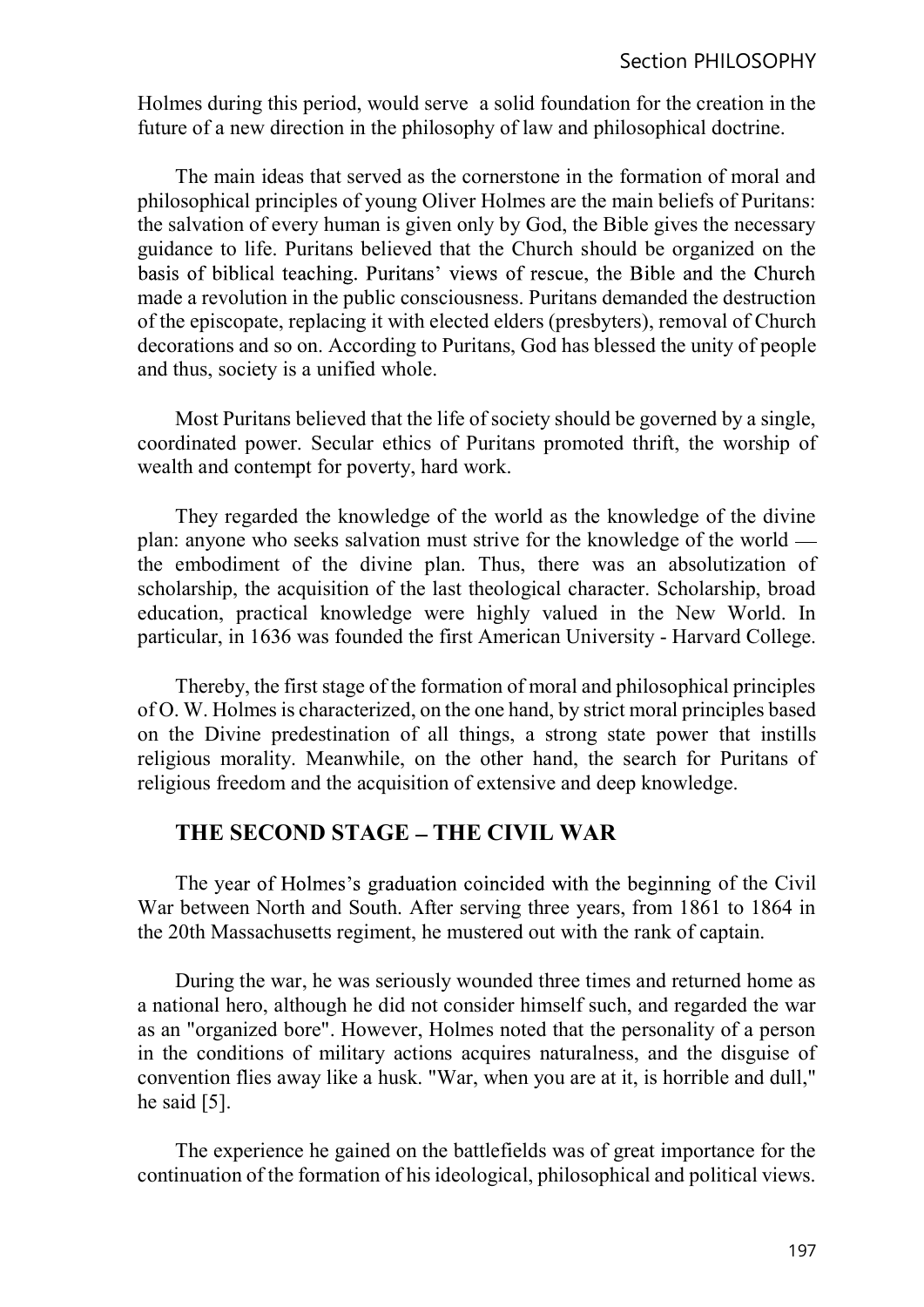Holmes during this period, would serve a solid foundation for the creation in the future of a new direction in the philosophy of law and philosophical doctrine.

The main ideas that served as the cornerstone in the formation of moral and philosophical principles of young Oliver Holmes are the main beliefs of Puritans: the salvation of every human is given only by God, the Bible gives the necessary guidance to life. Puritans believed that the Church should be organized on the basis of biblical teaching. Puritans' views of rescue, the Bible and the Church made a revolution in the public consciousness. Puritans demanded the destruction of the episcopate, replacing it with elected elders (presbyters), removal of Church decorations and so on. According to Puritans, God has blessed the unity of people and thus, society is a unified whole.

Most Puritans believed that the life of society should be governed by a single, coordinated power. Secular ethics of Puritans promoted thrift, the worship of wealth and contempt for poverty, hard work.

They regarded the knowledge of the world as the knowledge of the divine plan: anyone who seeks salvation must strive for the knowledge of the world — the embodiment of the divine plan. Thus, there was an absolutization of scholarship, the acquisition of the last theological character. Scholarship, broad education, practical knowledge were highly valued in the New World. In particular, in 1636 was founded the first American University - Harvard College.

Thereby, the first stage of the formation of moral and philosophical principles of O. W. Holmes is characterized, on the one hand, by strict moral principles based on the Divine predestination of all things, a strong state power that instills religious morality. Meanwhile, on the other hand, the search for Puritans of religious freedom and the acquisition of extensive and deep knowledge.

## THE SECOND STAGE – THE CIVIL WAR

The year of Holmes's graduation coincided with the beginning of the Civil War between North and South. After serving three years, from 1861 to 1864 in the 20th Massachusetts regiment, he mustered out with the rank of captain.

During the war, he was seriously wounded three times and returned home as a national hero, although he did not consider himself such, and regarded the war as an "organized bore". However, Holmes noted that the personality of a person in the conditions of military actions acquires naturalness, and the disguise of convention flies away like a husk. "War, when you are at it, is horrible and dull," he said [5].

The experience he gained on the battlefields was of great importance for the continuation of the formation of his ideological, philosophical and political views.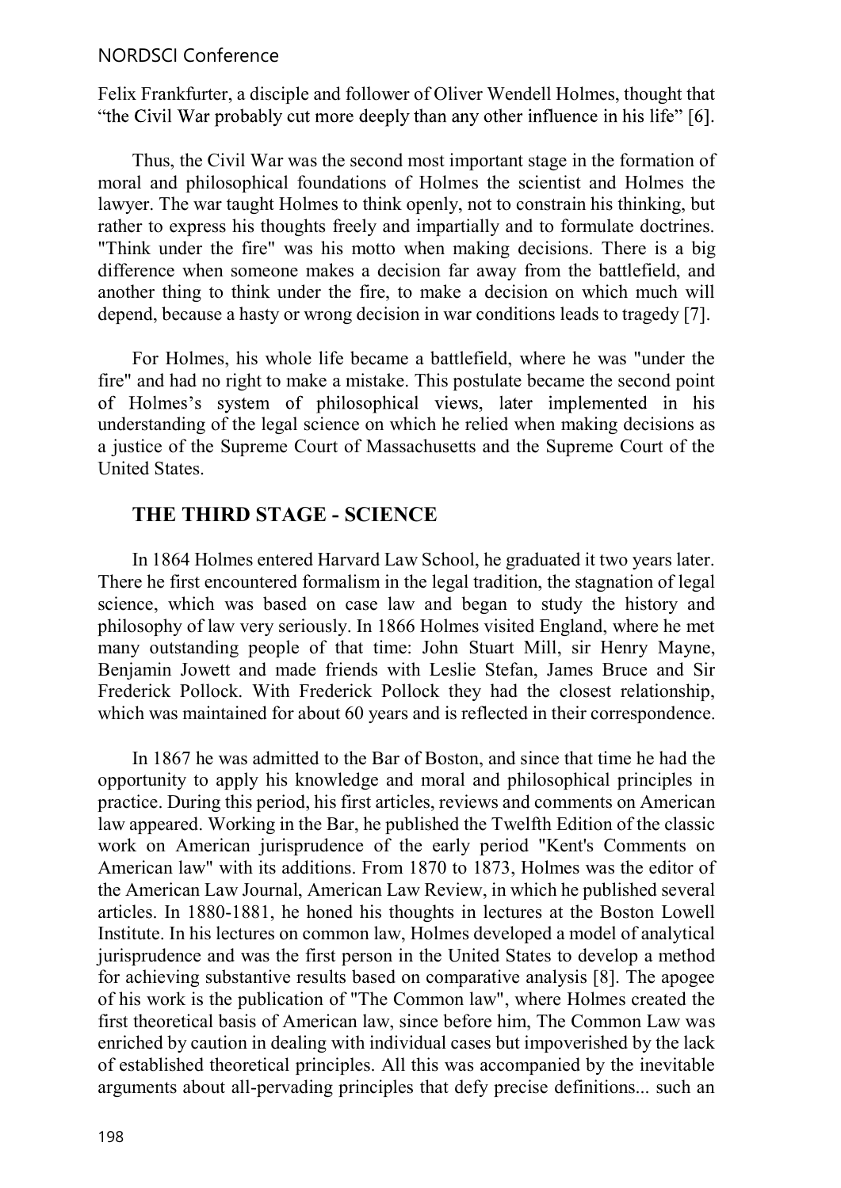Felix Frankfurter, a disciple and follower of Oliver Wendell Holmes, thought that "the Civil War probably cut more deeply than any other influence in his life" [6].

Thus, the Civil War was the second most important stage in the formation of moral and philosophical foundations of Holmes the scientist and Holmes the lawyer. The war taught Holmes to think openly, not to constrain his thinking, but rather to express his thoughts freely and impartially and to formulate doctrines. "Think under the fire" was his motto when making decisions. There is a big difference when someone makes a decision far away from the battlefield, and another thing to think under the fire, to make a decision on which much will depend, because a hasty or wrong decision in war conditions leads to tragedy [7].

For Holmes, his whole life became a battlefield, where he was "under the fire" and had no right to make a mistake. This postulate became the second point of Holmes's system of philosophical views, later implemented in his understanding of the legal science on which he relied when making decisions as a justice of the Supreme Court of Massachusetts and the Supreme Court of the United States.

## THE THIRD STAGE - SCIENCE

In 1864 Holmes entered Harvard Law School, he graduated it two years later. There he first encountered formalism in the legal tradition, the stagnation of legal science, which was based on case law and began to study the history and philosophy of law very seriously. In 1866 Holmes visited England, where he met many outstanding people of that time: John Stuart Mill, sir Henry Mayne, Benjamin Jowett and made friends with Leslie Stefan, James Bruce and Sir Frederick Pollock. With Frederick Pollock they had the closest relationship, which was maintained for about 60 years and is reflected in their correspondence.

In 1867 he was admitted to the Bar of Boston, and since that time he had the opportunity to apply his knowledge and moral and philosophical principles in practice. During this period, his first articles, reviews and comments on American law appeared. Working in the Bar, he published the Twelfth Edition of the classic work on American jurisprudence of the early period "Kent's Comments on American law" with its additions. From 1870 to 1873, Holmes was the editor of the American Law Journal, American Law Review, in which he published several articles. In 1880-1881, he honed his thoughts in lectures at the Boston Lowell Institute. In his lectures on common law, Holmes developed a model of analytical jurisprudence and was the first person in the United States to develop a method for achieving substantive results based on comparative analysis [8]. The apogee of his work is the publication of "The Common law", where Holmes created the first theoretical basis of American law, since before him, The Common Law was enriched by caution in dealing with individual cases but impoverished by the lack of established theoretical principles. All this was accompanied by the inevitable arguments about all-pervading principles that defy precise definitions... such an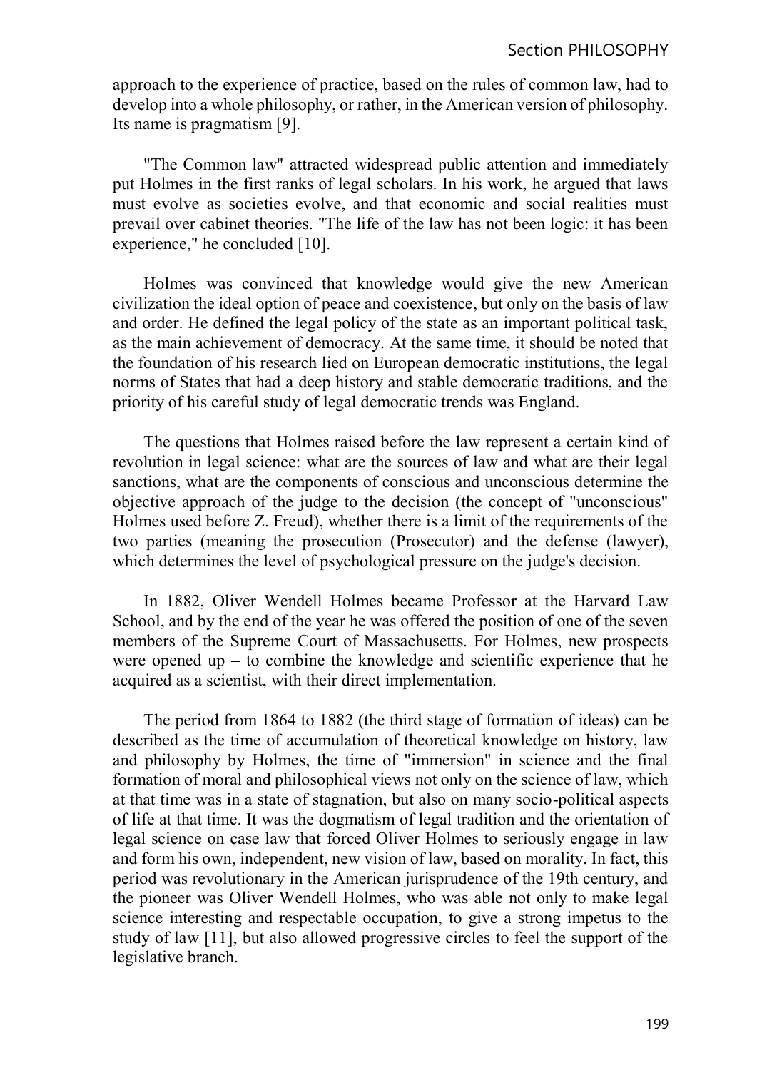approach to the experience of practice, based on the rules of common law, had to develop into a whole philosophy, or rather, in the American version of philosophy. Its name is pragmatism [9].

"The Common law" attracted widespread public attention and immediately put Holmes in the first ranks of legal scholars. In his work, he argued that laws must evolve as societies evolve, and that economic and social realities must prevail over cabinet theories. "The life of the law has not been logic: it has been experience," he concluded [10].

Holmes was convinced that knowledge would give the new American civilization the ideal option of peace and coexistence, but only on the basis of law and order. He defined the legal policy of the state as an important political task, as the main achievement of democracy. At the same time, it should be noted that the foundation of his research lied on European democratic institutions, the legal norms of States that had a deep history and stable democratic traditions, and the priority of his careful study of legal democratic trends was England.

The questions that Holmes raised before the law represent a certain kind of revolution in legal science: what are the sources of law and what are their legal sanctions, what are the components of conscious and unconscious determine the objective approach of the judge to the decision (the concept of "unconscious" Holmes used before Z. Freud), whether there is a limit of the requirements of the two parties (meaning the prosecution (Prosecutor) and the defense (lawyer), which determines the level of psychological pressure on the judge's decision.

In 1882, Oliver Wendell Holmes became Professor at the Harvard Law School, and by the end of the year he was offered the position of one of the seven members of the Supreme Court of Massachusetts. For Holmes, new prospects were opened up – to combine the knowledge and scientific experience that he acquired as a scientist, with their direct implementation.

The period from 1864 to 1882 (the third stage of formation of ideas) can be described as the time of accumulation of theoretical knowledge on history, law and philosophy by Holmes, the time of "immersion" in science and the final formation of moral and philosophical views not only on the science of law, which at that time was in a state of stagnation, but also on many socio-political aspects of life at that time. It was the dogmatism of legal tradition and the orientation of legal science on case law that forced Oliver Holmes to seriously engage in law and form his own, independent, new vision of law, based on morality. In fact, this period was revolutionary in the American jurisprudence of the 19th century, and the pioneer was Oliver Wendell Holmes, who was able not only to make legal science interesting and respectable occupation, to give a strong impetus to the study of law [11], but also allowed progressive circles to feel the support of the legislative branch.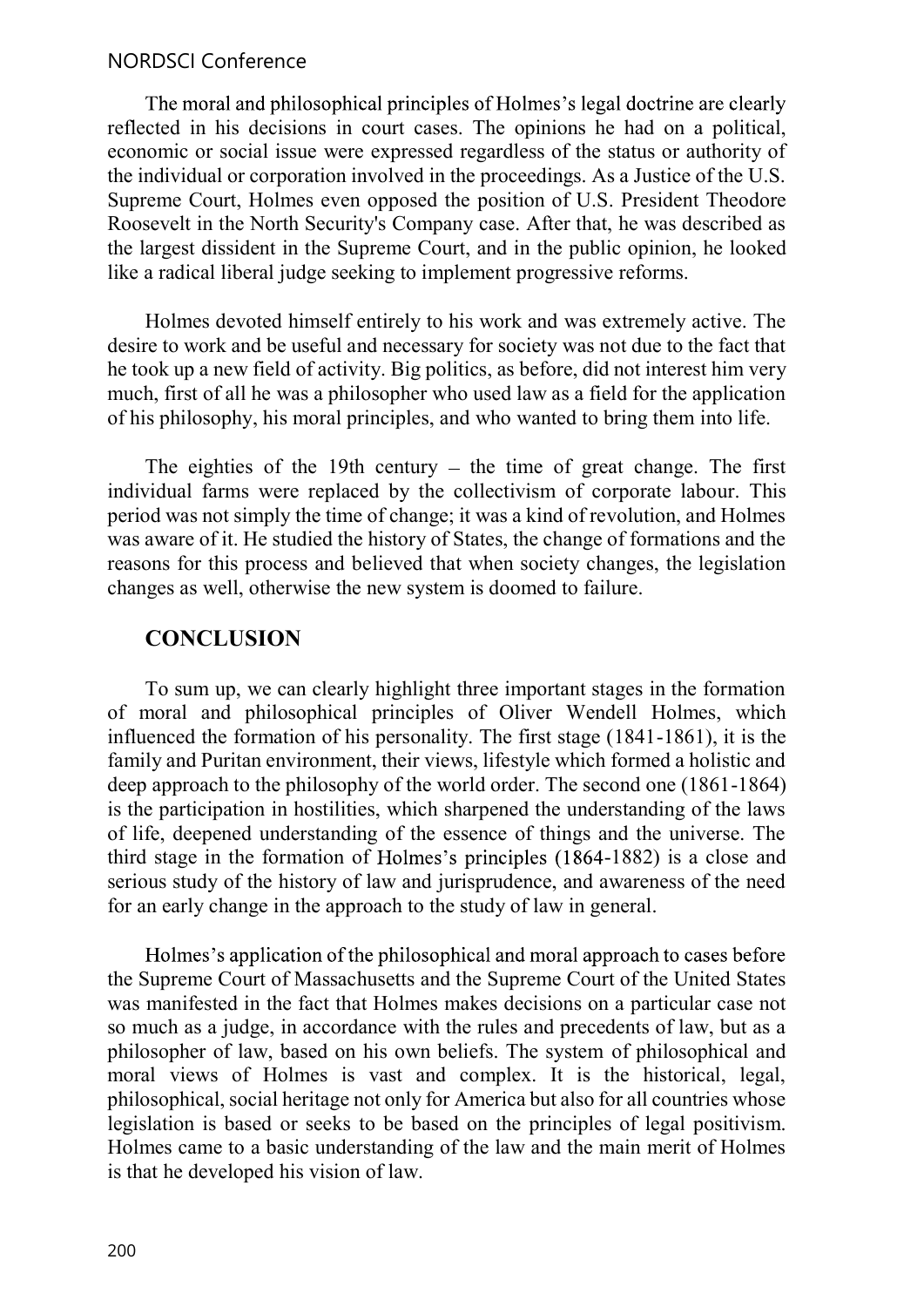The moral and philosophical principles of Holmes's legal doctrine are clearly reflected in his decisions in court cases. The opinions he had on a political, economic or social issue were expressed regardless of the status or authority of the individual or corporation involved in the proceedings. As a Justice of the U.S. Supreme Court, Holmes even opposed the position of U.S. President Theodore Roosevelt in the North Security's Company case. After that, he was described as the largest dissident in the Supreme Court, and in the public opinion, he looked like a radical liberal judge seeking to implement progressive reforms.

Holmes devoted himself entirely to his work and was extremely active. The desire to work and be useful and necessary for society was not due to the fact that he took up a new field of activity. Big politics, as before, did not interest him very much, first of all he was a philosopher who used law as a field for the application of his philosophy, his moral principles, and who wanted to bring them into life.

The eighties of the 19th century – the time of great change. The first individual farms were replaced by the collectivism of corporate labour. This period was not simply the time of change; it was a kind of revolution, and Holmes was aware of it. He studied the history of States, the change of formations and the reasons for this process and believed that when society changes, the legislation changes as well, otherwise the new system is doomed to failure.

## CONCLUSION

To sum up, we can clearly highlight three important stages in the formation of moral and philosophical principles of Oliver Wendell Holmes, which influenced the formation of his personality. The first stage (1841-1861), it is the family and Puritan environment, their views, lifestyle which formed a holistic and deep approach to the philosophy of the world order. The second one (1861-1864) is the participation in hostilities, which sharpened the understanding of the laws of life, deepened understanding of the essence of things and the universe. The third stage in the formation of Holmes's principles (1864-1882) is a close and serious study of the history of law and jurisprudence, and awareness of the need for an early change in the approach to the study of law in general.

Holmes's application of the philosophical and moral approach to cases before the Supreme Court of Massachusetts and the Supreme Court of the United States was manifested in the fact that Holmes makes decisions on a particular case not so much as a judge, in accordance with the rules and precedents of law, but as a philosopher of law, based on his own beliefs. The system of philosophical and moral views of Holmes is vast and complex. It is the historical, legal, philosophical, social heritage not only for America but also for all countries whose legislation is based or seeks to be based on the principles of legal positivism. Holmes came to a basic understanding of the law and the main merit of Holmes is that he developed his vision of law.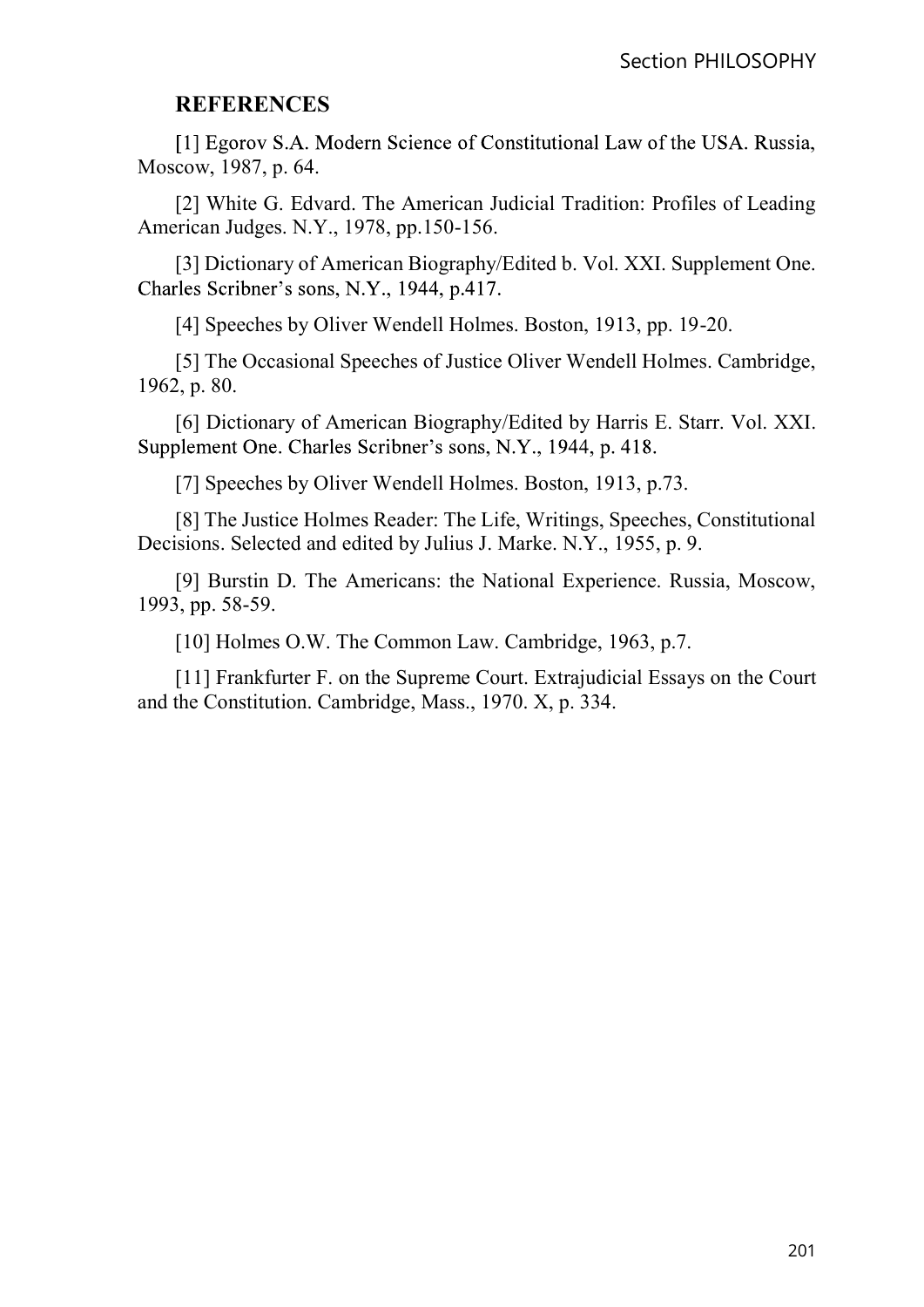## REFERENCES

[1] Egorov S.A. Modern Science of Constitutional Law of the USA. Russia, Moscow, 1987, p. 64.

[2] White G. Edvard. The American Judicial Tradition: Profiles of Leading American Judges. N.Y., 1978, pp.150-156.

[3] Dictionary of American Biography/Edited b. Vol. XXI. Supplement One. Charles Scribner's sons, N.Y., 1944, p.417.

[4] Speeches by Oliver Wendell Holmes. Boston, 1913, pp. 19-20.

[5] The Occasional Speeches of Justice Oliver Wendell Holmes. Cambridge, 1962, p. 80.

[6] Dictionary of American Biography/Edited by Harris E. Starr. Vol. XXI. Supplement One. Charles Scribner's sons, N.Y., 1944, p. 418.

[7] Speeches by Oliver Wendell Holmes. Boston, 1913, p.73.

[8] The Justice Holmes Reader: The Life, Writings, Speeches, Constitutional Decisions. Selected and edited by Julius J. Marke. N.Y., 1955, p. 9.

[9] Burstin D. The Americans: the National Experience. Russia, Moscow, 1993, pp. 58-59.

[10] Holmes O.W. The Common Law. Cambridge, 1963, p.7.

[11] Frankfurter F. on the Supreme Court. Extrajudicial Essays on the Court and the Constitution. Cambridge, Mass., 1970. X, p. 334.